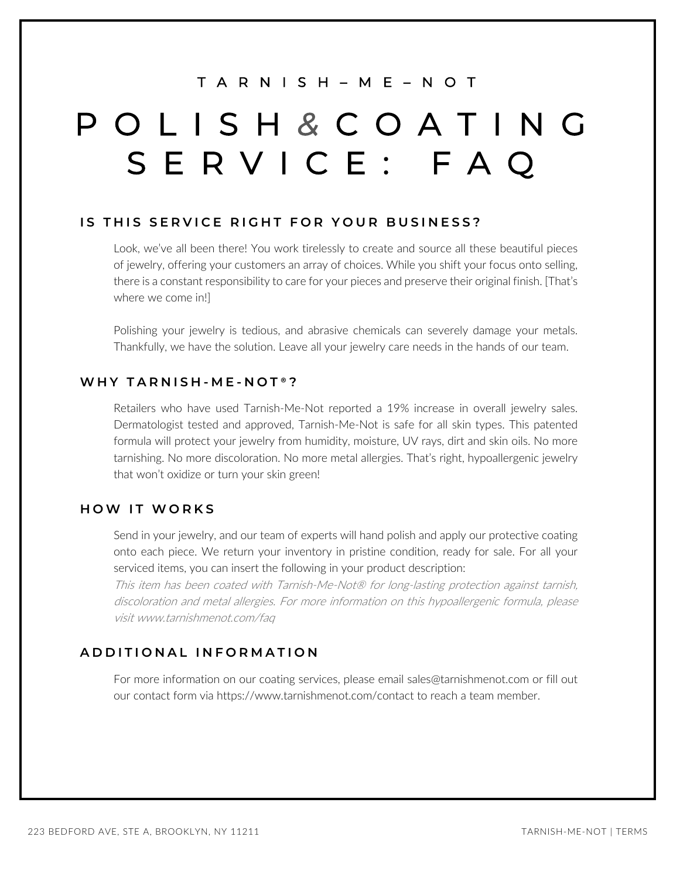TARNISH–ME–NOT

# POLISH & COATING SERVICE: FAQ

## IS THIS SERVICE RIGHT FOR YOUR BUSINESS?

Look, we've all been there! You work tirelessly to create and source all these beautiful pieces of jewelry, offering your customers an array of choices. While you shift your focus onto selling, there is a constant responsibility to care for your pieces and preserve their original finish. [That's where we come in!]

Polishing your jewelry is tedious, and abrasive chemicals can severely damage your metals. Thankfully, we have the solution. Leave all your jewelry care needs in the hands of our team.

## WHY TARNISH-ME-NOT®?

Retailers who have used Tarnish-Me-Not reported a 19% increase in overall jewelry sales. Dermatologist tested and approved, Tarnish-Me-Not is safe for all skin types. This patented formula will protect your jewelry from humidity, moisture, UV rays, dirt and skin oils. No more tarnishing. No more discoloration. No more metal allergies. That's right, hypoallergenic jewelry that won't oxidize or turn your skin green!

## HOW IT WORKS

Send in your jewelry, and our team of experts will hand polish and apply our protective coating onto each piece. We return your inventory in pristine condition, ready for sale. For all your serviced items, you can insert the following in your product description:

*This item has been coated with Tarnish-Me-Not® for long-lasting protection against tarnish, discoloration and metal allergies. For more information on this hypoallergenic formula, please visit www.tarnishmenot.com/faq*

## ADDITIONAL INFORMATION

For more information on our coating services, please email sales@tarnishmenot.com or fill out our contact form via https://www.tarnishmenot.com/contact to reach a team member.

223 BEDFORD AVE, STE A, BROOKLYN, NY 11211

TARNISH-ME-NOT | TERMS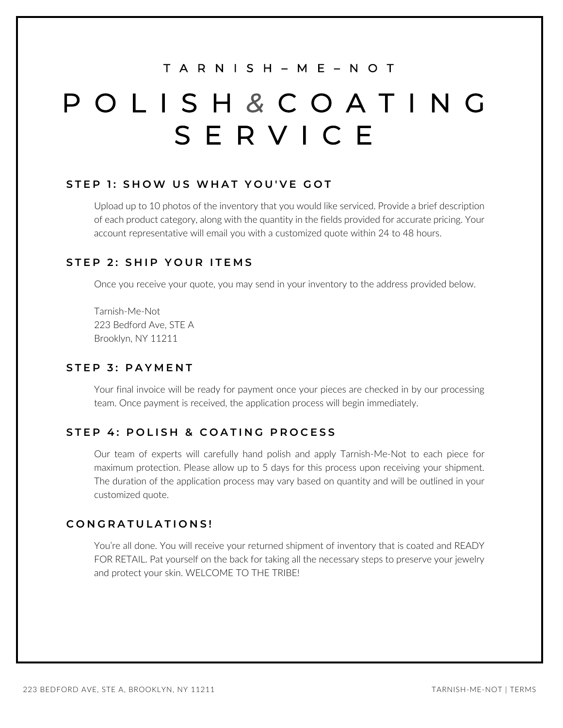TARNISH–ME–NOT

# POLISH & COATING SERVICE

## STEP 1: SHOW US WHAT YOU'VE GOT

Upload up to 10 photos of the inventory that you would like serviced. Provide a brief description of each product category, along with the quantity in the fields provided for accurate pricing. Your account representative will email you with a customized quote within 24 to 48 hours.

## STEP 2: SHIP YOUR ITEMS

Once you receive your quote, you may send in your inventory to the address provided below.

Tarnish-Me-Not
223 Bedford Ave, STE A
Brooklyn, NY 11211

## STEP 3: PAYMENT

Your final invoice will be ready for payment once your pieces are checked in by our processing team. Once payment is received, the application process will begin immediately.

## STEP 4: POLISH & COATING PROCESS

Our team of experts will carefully hand polish and apply Tarnish-Me-Not to each piece for maximum protection. Please allow up to 5 days for this process upon receiving your shipment. The duration of the application process may vary based on quantity and will be outlined in your customized quote.

## CONGRATULATIONS!

You're all done. You will receive your returned shipment of inventory that is coated and READY FOR RETAIL. Pat yourself on the back for taking all the necessary steps to preserve your jewelry and protect your skin. WELCOME TO THE TRIBE!